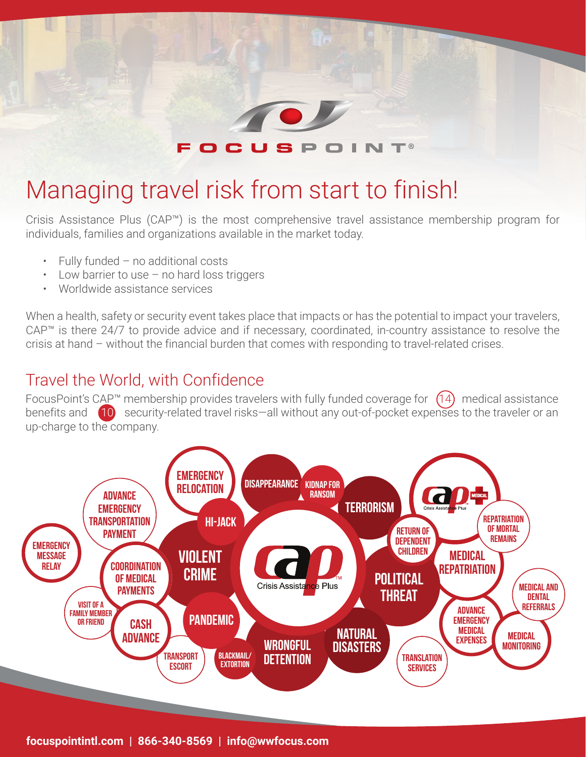FOCUSPOINT®

# Managing travel risk from start to finish!

Crisis Assistance Plus (CAP™) is the most comprehensive travel assistance membership program for individuals, families and organizations available in the market today.

- Fully funded – no additional costs
- Low barrier to use – no hard loss triggers
- Worldwide assistance services

When a health, safety or security event takes place that impacts or has the potential to impact your travelers, CAP™ is there 24/7 to provide advice and if necessary, coordinated, in-country assistance to resolve the crisis at hand – without the financial burden that comes with responding to travel-related crises.

## Travel the World, with Confidence

FocusPoint's CAP™ membership provides travelers with fully funded coverage for (14) medical assistance benefits and (10) security-related travel risks—all without any out-of-pocket expenses to the traveler or an up-charge to the company.

CAP Crisis Assistance Plus™

- Emergency Relocation
- Disappearance
- Kidnap for Ransom
- Terrorism
- Hi-Jack
- Violent Crime
- Political Threat
- Pandemic
- Wrongful Detention
- Natural Disasters
- Blackmail/Extortion

CAP Medical – Crisis Assistance Plus

- Advance Emergency Transportation Payment
- Emergency Message Relay
- Coordination of Medical Payments
- Visit of a Family Member or Friend
- Cash Advance
- Transport Escort
- Return of Dependent Children
- Repatriation of Mortal Remains
- Medical Repatriation
- Medical and Dental Referrals
- Advance Emergency Medical Expenses
- Medical Monitoring
- Translation Services

**focuspointintl.com | 866-340-8569 | info@wwfocus.com**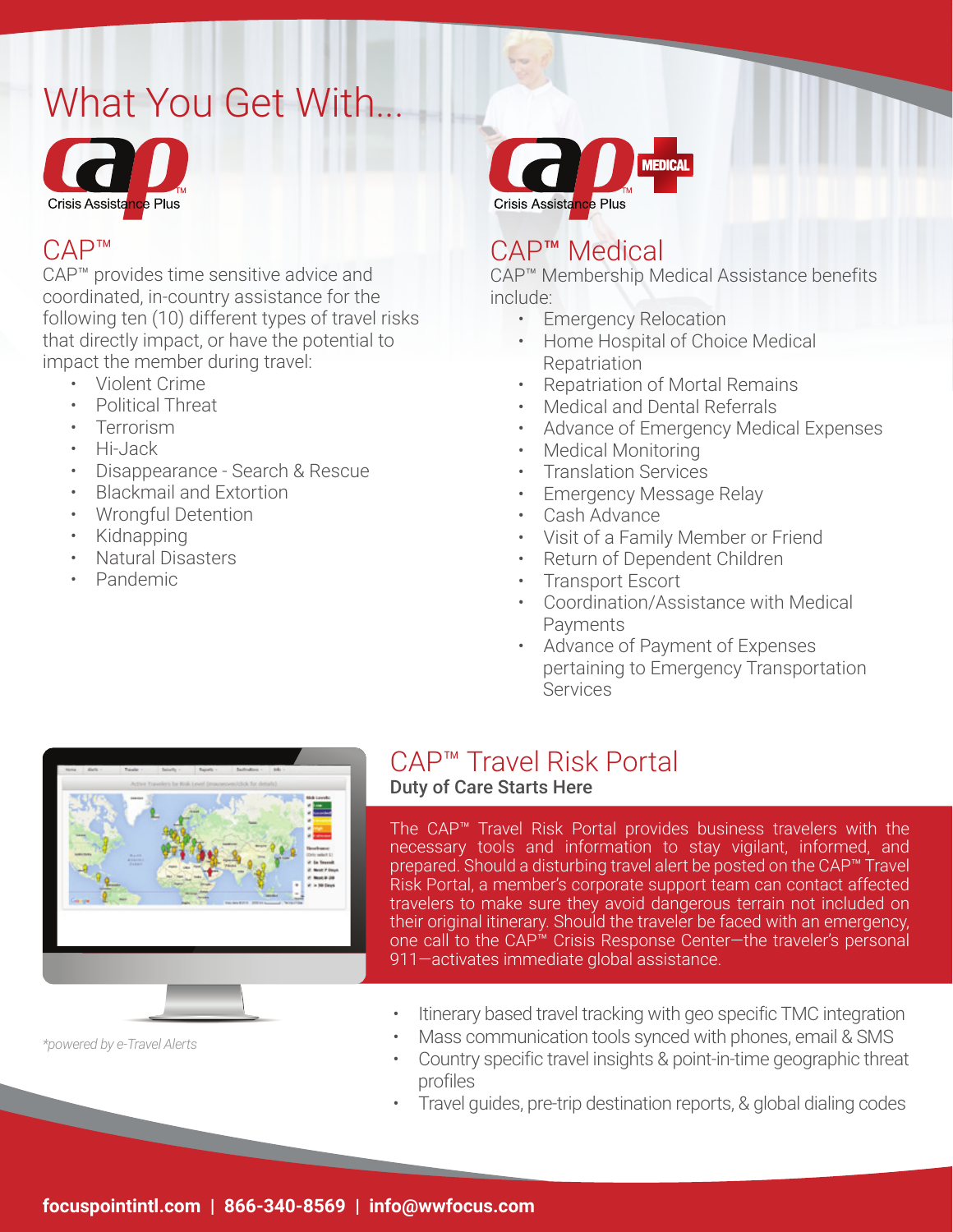# What You Get With...

Crisis Assistance Plus

## CAP™

CAP™ provides time sensitive advice and coordinated, in-country assistance for the following ten (10) different types of travel risks that directly impact, or have the potential to impact the member during travel:

- Violent Crime
- Political Threat
- Terrorism
- Hi-Jack
- Disappearance - Search & Rescue
- Blackmail and Extortion
- Wrongful Detention
- Kidnapping
- Natural Disasters
- Pandemic

MEDICAL

Crisis Assistance Plus

## CAP™ Medical

CAP™ Membership Medical Assistance benefits include:

- Emergency Relocation
- Home Hospital of Choice Medical Repatriation
- Repatriation of Mortal Remains
- Medical and Dental Referrals
- Advance of Emergency Medical Expenses
- Medical Monitoring
- Translation Services
- Emergency Message Relay
- Cash Advance
- Visit of a Family Member or Friend
- Return of Dependent Children
- Transport Escort
- Coordination/Assistance with Medical Payments
- Advance of Payment of Expenses pertaining to Emergency Transportation Services

## CAP™ Travel Risk Portal

**Duty of Care Starts Here**

The CAP™ Travel Risk Portal provides business travelers with the necessary tools and information to stay vigilant, informed, and prepared. Should a disturbing travel alert be posted on the CAP™ Travel Risk Portal, a member's corporate support team can contact affected travelers to make sure they avoid dangerous terrain not included on their original itinerary. Should the traveler be faced with an emergency, one call to the CAP™ Crisis Response Center—the traveler's personal 911—activates immediate global assistance.

*\*powered by e-Travel Alerts*

- Itinerary based travel tracking with geo specific TMC integration
- Mass communication tools synced with phones, email & SMS
- Country specific travel insights & point-in-time geographic threat profiles
- Travel guides, pre-trip destination reports, & global dialing codes

**focuspointintl.com | 866-340-8569 | info@wwfocus.com**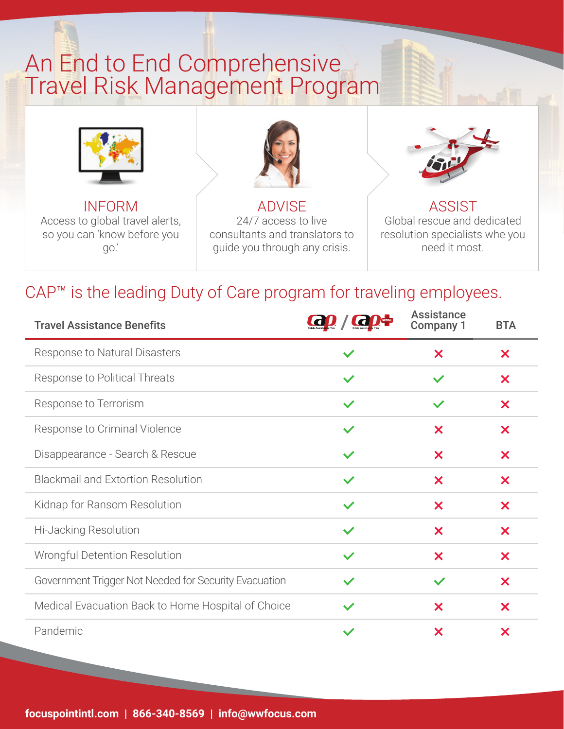# An End to End Comprehensive Travel Risk Management Program

### INFORM
Access to global travel alerts, so you can 'know before you go.'

### ADVISE
24/7 access to live consultants and translators to guide you through any crisis.

### ASSIST
Global rescue and dedicated resolution specialists whe you need it most.

## CAP™ is the leading Duty of Care program for traveling employees.

| Travel Assistance Benefits | cap / cap+ | Assistance Company 1 | BTA |
|---|---|---|---|
| Response to Natural Disasters | ✓ | ✗ | ✗ |
| Response to Political Threats | ✓ | ✓ | ✗ |
| Response to Terrorism | ✓ | ✓ | ✗ |
| Response to Criminal Violence | ✓ | ✗ | ✗ |
| Disappearance - Search & Rescue | ✓ | ✗ | ✗ |
| Blackmail and Extortion Resolution | ✓ | ✗ | ✗ |
| Kidnap for Ransom Resolution | ✓ | ✗ | ✗ |
| Hi-Jacking Resolution | ✓ | ✗ | ✗ |
| Wrongful Detention Resolution | ✓ | ✗ | ✗ |
| Government Trigger Not Needed for Security Evacuation | ✓ | ✓ | ✗ |
| Medical Evacuation Back to Home Hospital of Choice | ✓ | ✗ | ✗ |
| Pandemic | ✓ | ✗ | ✗ |

**focuspointintl.com | 866-340-8569 | info@wwfocus.com**